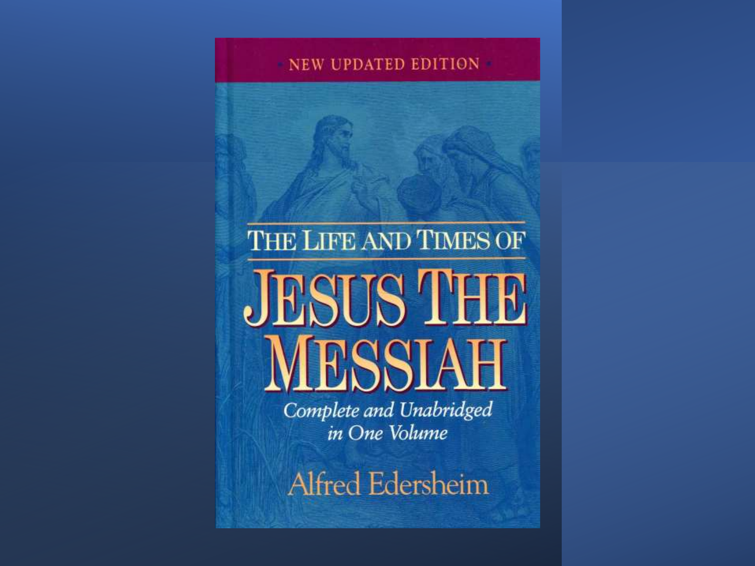NEW UPDATED EDITION

# THE LIFE AND TIMES OF

# JESUS THE MESSIAH

*Complete and Unabridged in One Volume*

Alfred Edersheim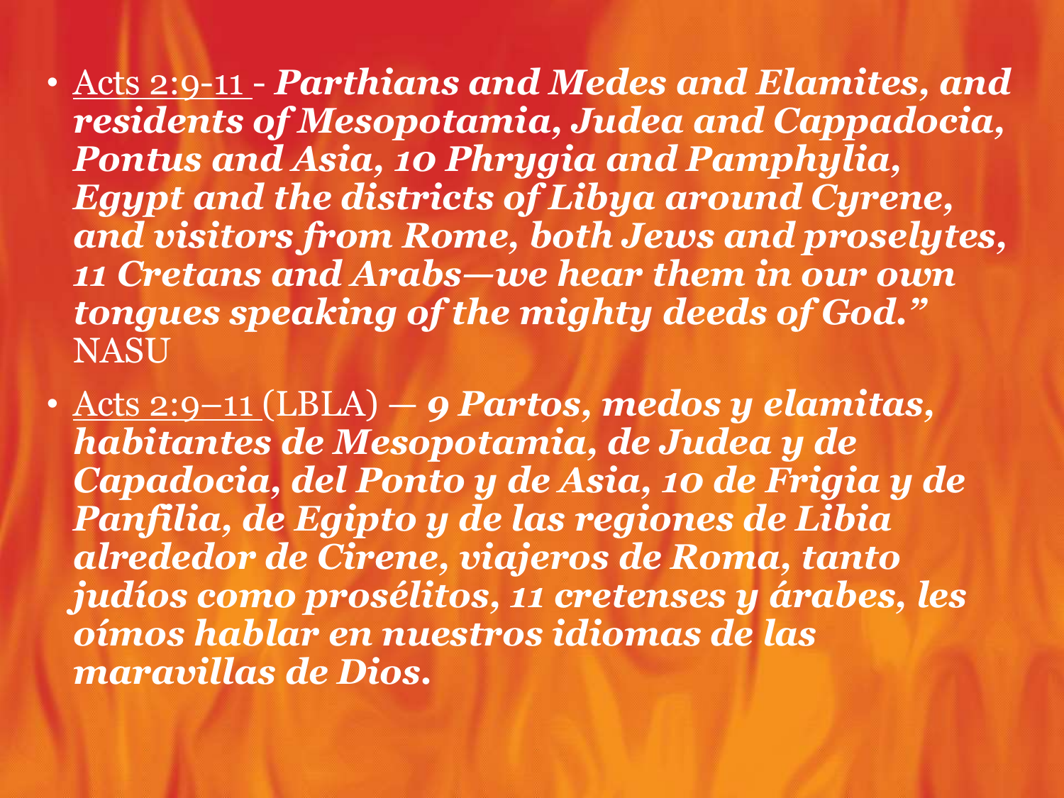- Acts 2:9-11 - ***Parthians and Medes and Elamites, and residents of Mesopotamia, Judea and Cappadocia, Pontus and Asia, 10 Phrygia and Pamphylia, Egypt and the districts of Libya around Cyrene, and visitors from Rome, both Jews and proselytes, 11 Cretans and Arabs—we hear them in our own tongues speaking of the mighty deeds of God."*** NASU
- Acts 2:9–11 (LBLA) — ***9 Partos, medos y elamitas, habitantes de Mesopotamia, de Judea y de Capadocia, del Ponto y de Asia, 10 de Frigia y de Panfilia, de Egipto y de las regiones de Libia alrededor de Cirene, viajeros de Roma, tanto judíos como prosélitos, 11 cretenses y árabes, les oímos hablar en nuestros idiomas de las maravillas de Dios.***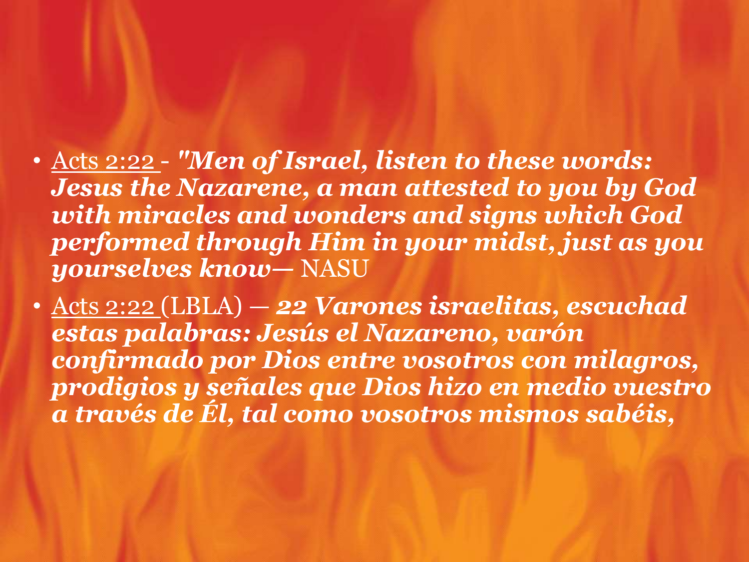- Acts 2:22 - ***"Men of Israel, listen to these words: Jesus the Nazarene, a man attested to you by God with miracles and wonders and signs which God performed through Him in your midst, just as you yourselves know—*** NASU
- Acts 2:22 (LBLA) — ***22 Varones israelitas, escuchad estas palabras: Jesús el Nazareno, varón confirmado por Dios entre vosotros con milagros, prodigios y señales que Dios hizo en medio vuestro a través de Él, tal como vosotros mismos sabéis,***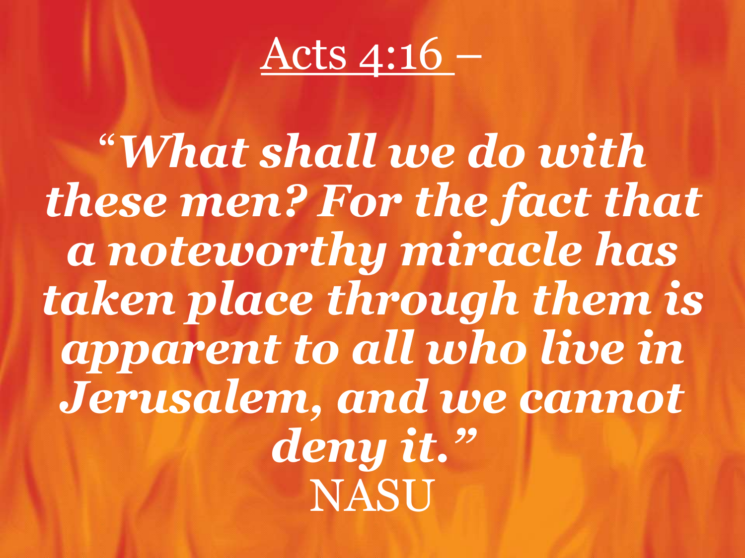# Acts 4:16 –

***"What shall we do with these men? For the fact that a noteworthy miracle has taken place through them is apparent to all who live in Jerusalem, and we cannot deny it."***

NASU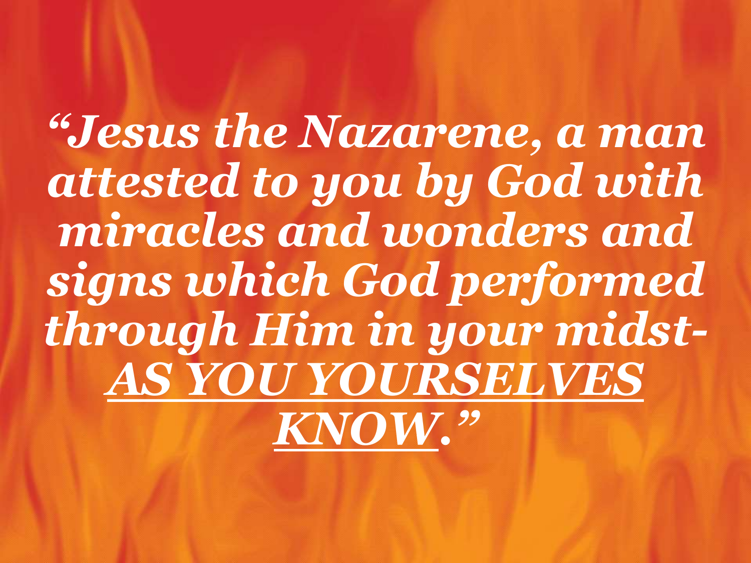*"Jesus the Nazarene, a man attested to you by God with miracles and wonders and signs which God performed through Him in your midst- <u>AS YOU YOURSELVES KNOW</u>."*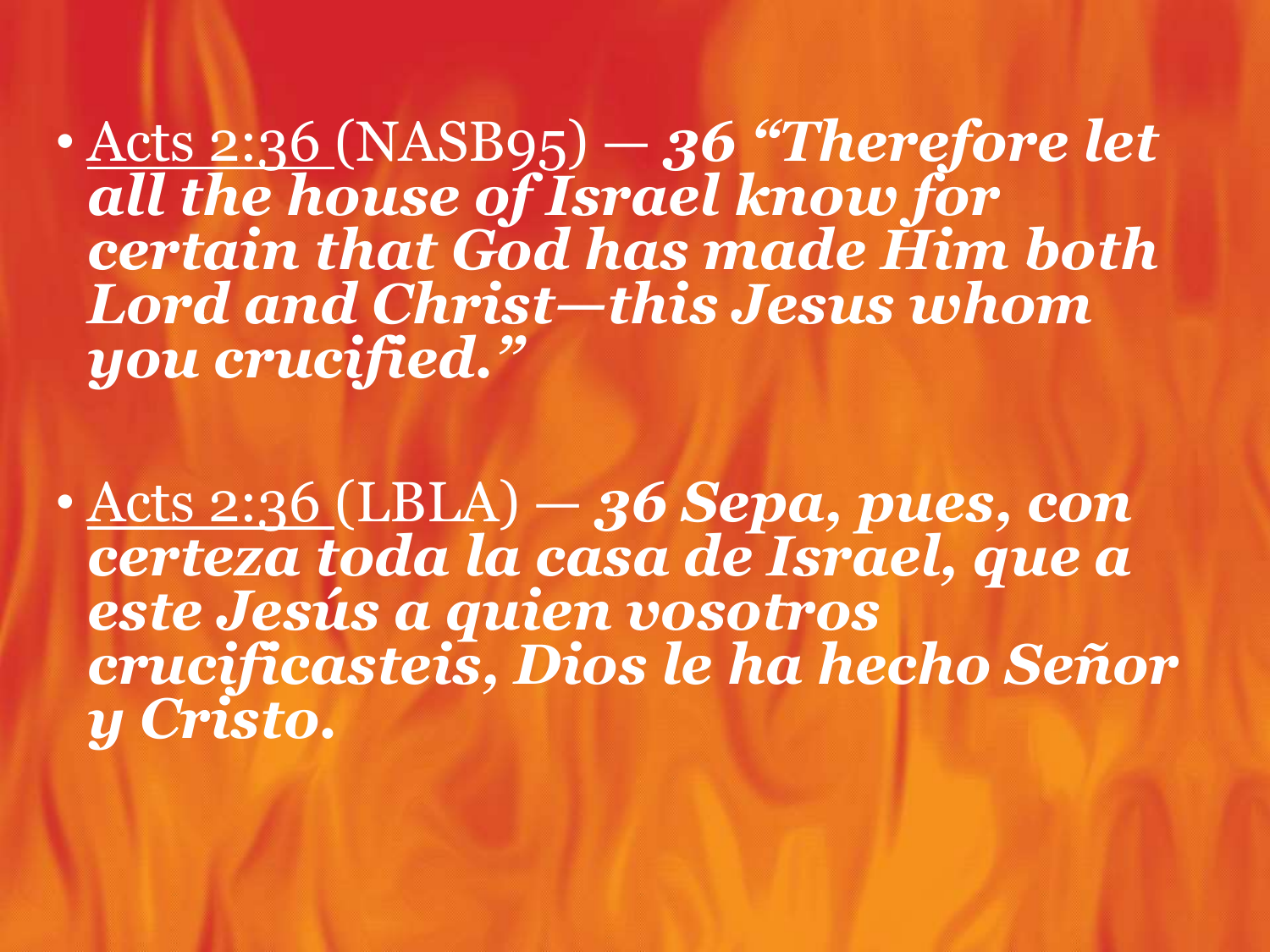- Acts 2:36 (NASB95) — ***36 "Therefore let all the house of Israel know for certain that God has made Him both Lord and Christ—this Jesus whom you crucified."***

- Acts 2:36 (LBLA) — ***36 Sepa, pues, con certeza toda la casa de Israel, que a este Jesús a quien vosotros crucificasteis, Dios le ha hecho Señor y Cristo.***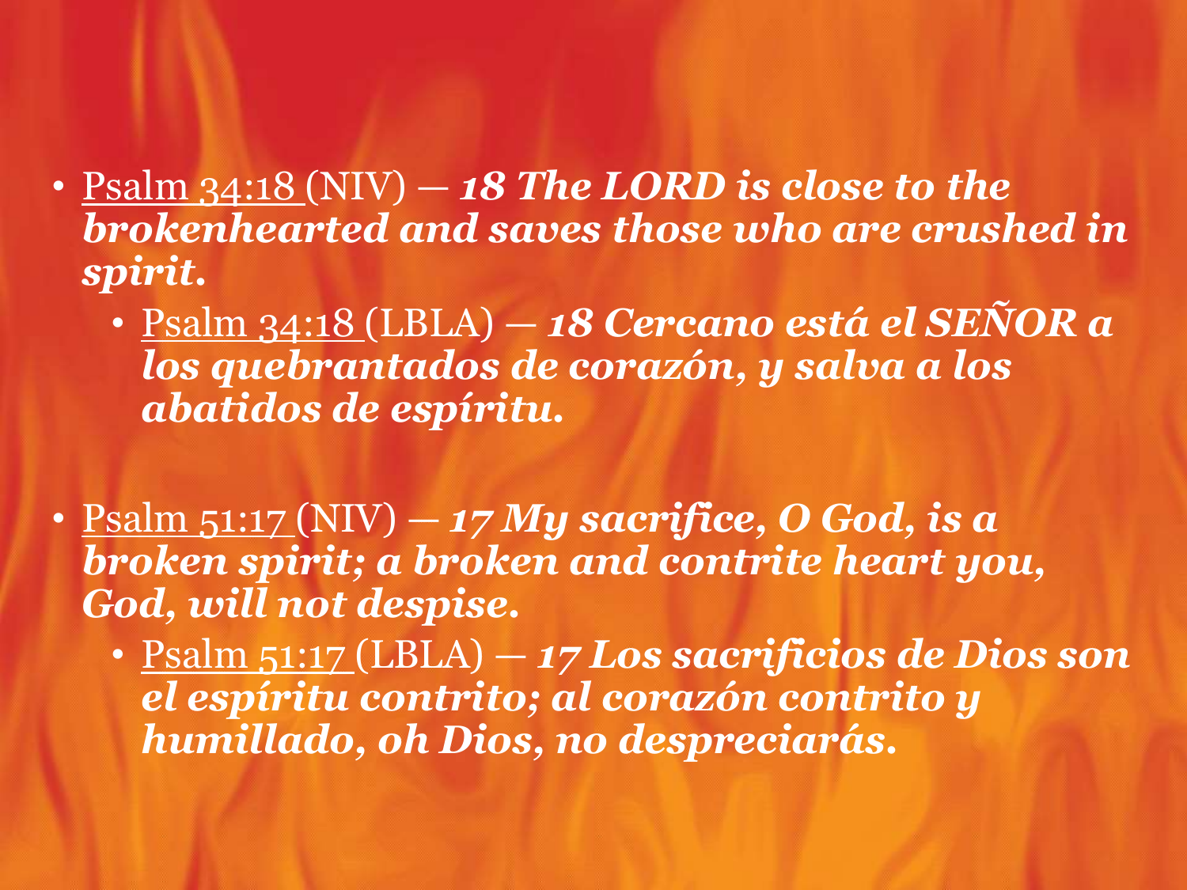- Psalm 34:18 (NIV) — ***18 The LORD is close to the brokenhearted and saves those who are crushed in spirit.***
  - Psalm 34:18 (LBLA) — ***18 Cercano está el SEÑOR a los quebrantados de corazón, y salva a los abatidos de espíritu.***

- Psalm 51:17 (NIV) — ***17 My sacrifice, O God, is a broken spirit; a broken and contrite heart you, God, will not despise.***
  - Psalm 51:17 (LBLA) — ***17 Los sacrificios de Dios son el espíritu contrito; al corazón contrito y humillado, oh Dios, no despreciarás.***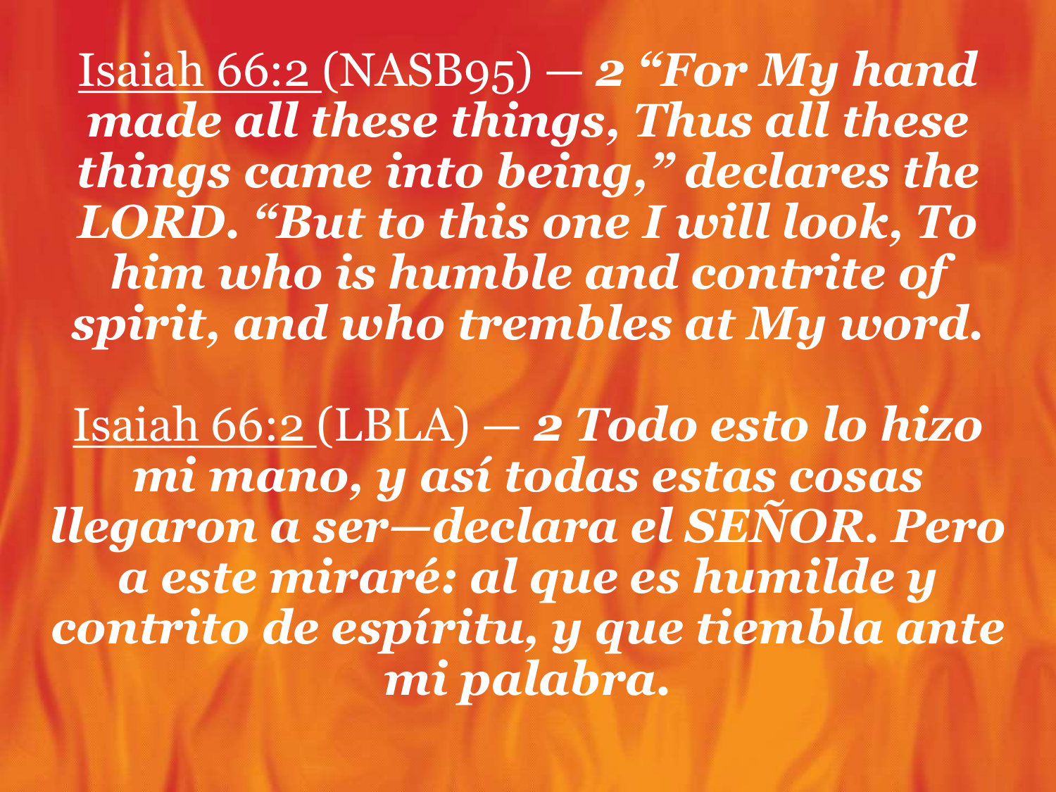Isaiah 66:2 (NASB95) — ***2 "For My hand made all these things, Thus all these things came into being," declares the LORD. "But to this one I will look, To him who is humble and contrite of spirit, and who trembles at My word.***

Isaiah 66:2 (LBLA) — ***2 Todo esto lo hizo mi mano, y así todas estas cosas llegaron a ser—declara el SEÑOR. Pero a este miraré: al que es humilde y contrito de espíritu, y que tiembla ante mi palabra.***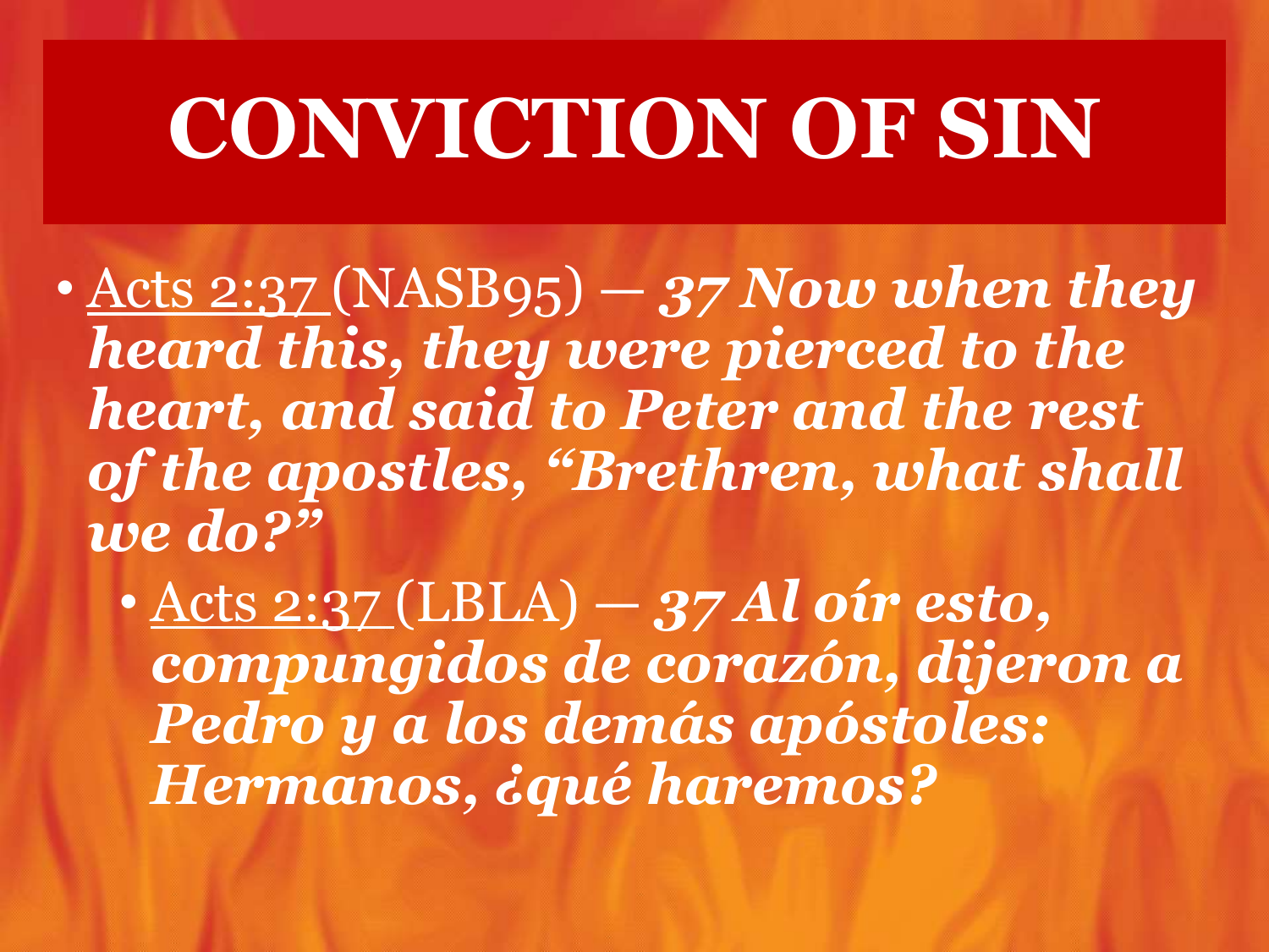# CONVICTION OF SIN

- Acts 2:37 (NASB95) — ***37 Now when they heard this, they were pierced to the heart, and said to Peter and the rest of the apostles, "Brethren, what shall we do?"***
  - Acts 2:37 (LBLA) — ***37 Al oír esto, compungidos de corazón, dijeron a Pedro y a los demás apóstoles: Hermanos, ¿qué haremos?***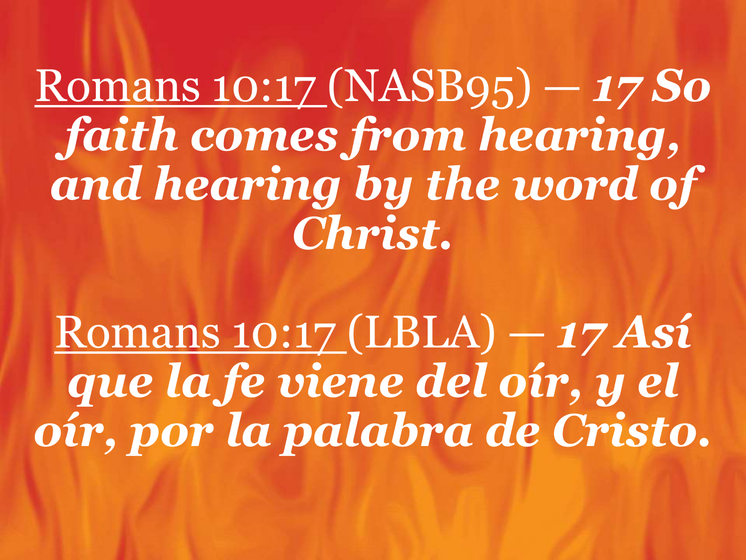Romans 10:17 (NASB95) — ***17 So faith comes from hearing, and hearing by the word of Christ.***

Romans 10:17 (LBLA) — ***17 Así que la fe viene del oír, y el oír, por la palabra de Cristo.***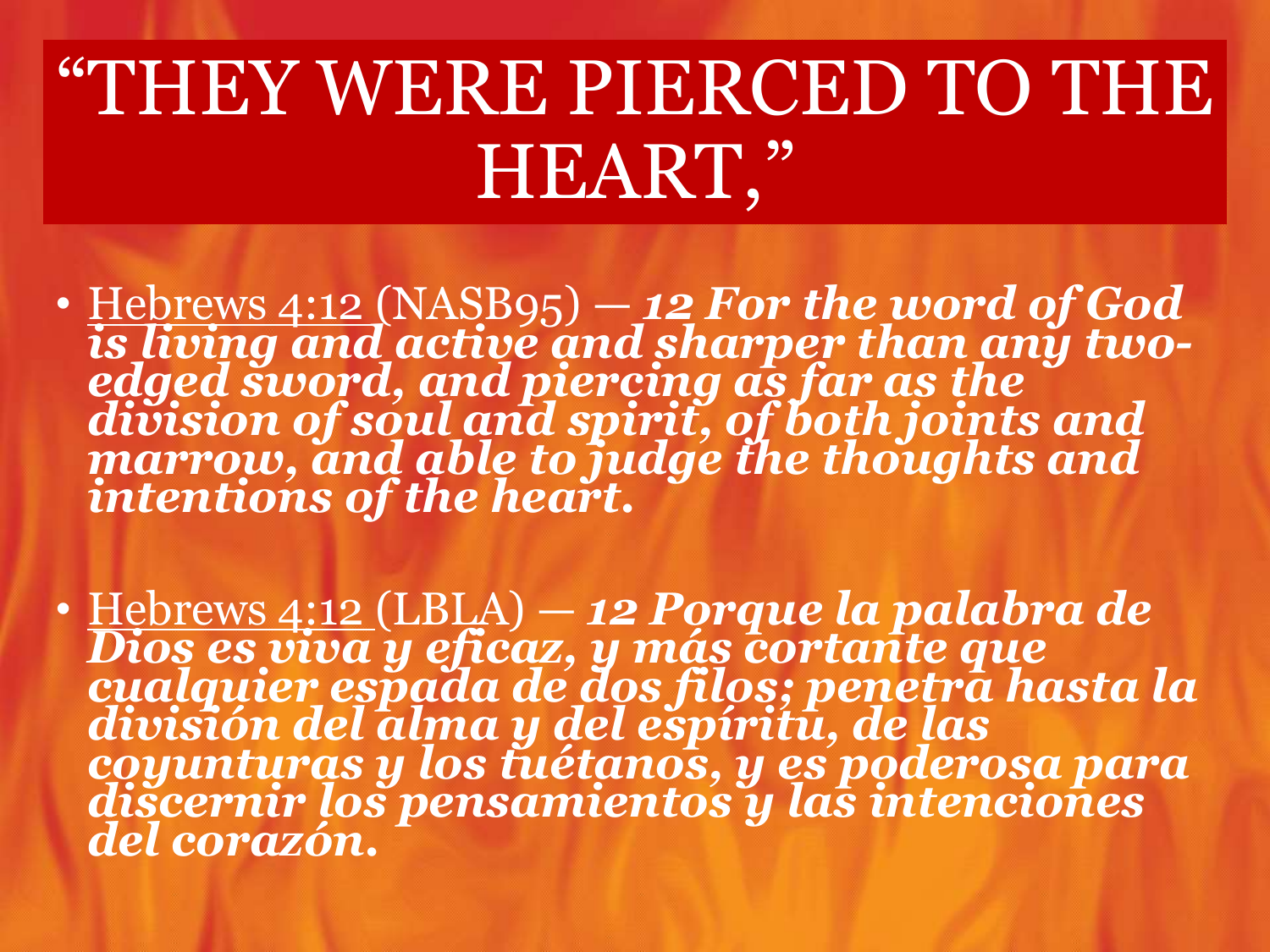# "THEY WERE PIERCED TO THE HEART,"

- Hebrews 4:12 (NASB95) — ***12 For the word of God is living and active and sharper than any two-edged sword, and piercing as far as the division of soul and spirit, of both joints and marrow, and able to judge the thoughts and intentions of the heart.***

- Hebrews 4:12 (LBLA) — ***12 Porque la palabra de Dios es viva y eficaz, y más cortante que cualquier espada de dos filos; penetra hasta la división del alma y del espíritu, de las coyunturas y los tuétanos, y es poderosa para discernir los pensamientos y las intenciones del corazón.***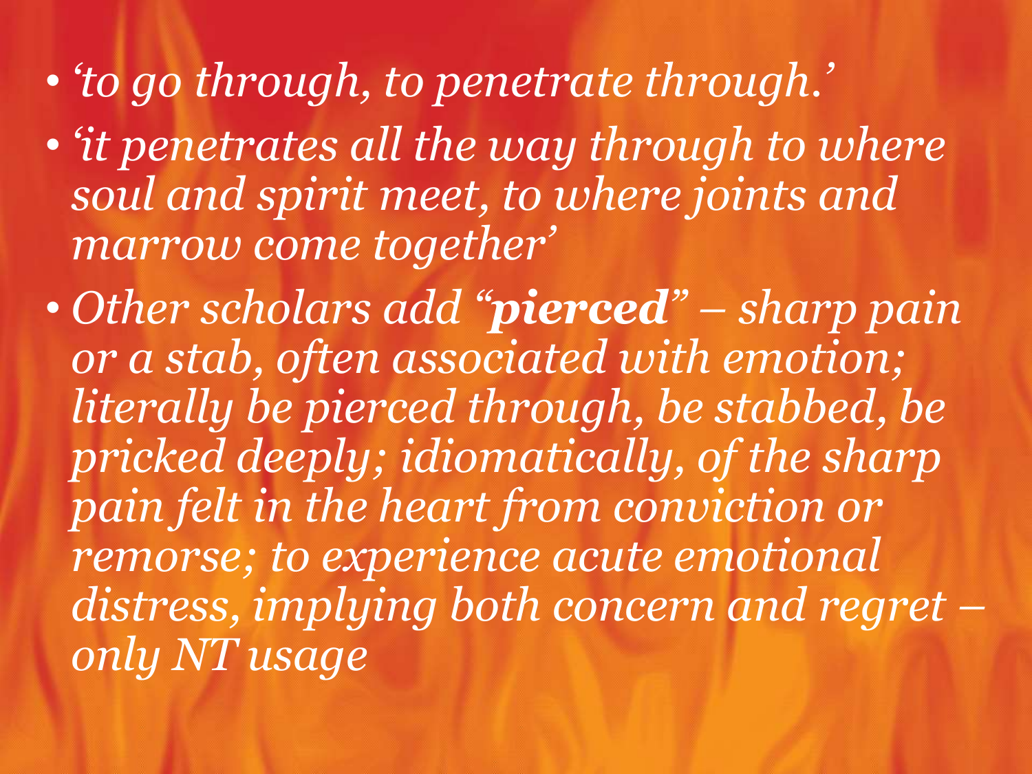- *'to go through, to penetrate through.'*
- *'it penetrates all the way through to where soul and spirit meet, to where joints and marrow come together'*
- *Other scholars add "**pierced**" – sharp pain or a stab, often associated with emotion; literally be pierced through, be stabbed, be pricked deeply; idiomatically, of the sharp pain felt in the heart from conviction or remorse; to experience acute emotional distress, implying both concern and regret – only NT usage*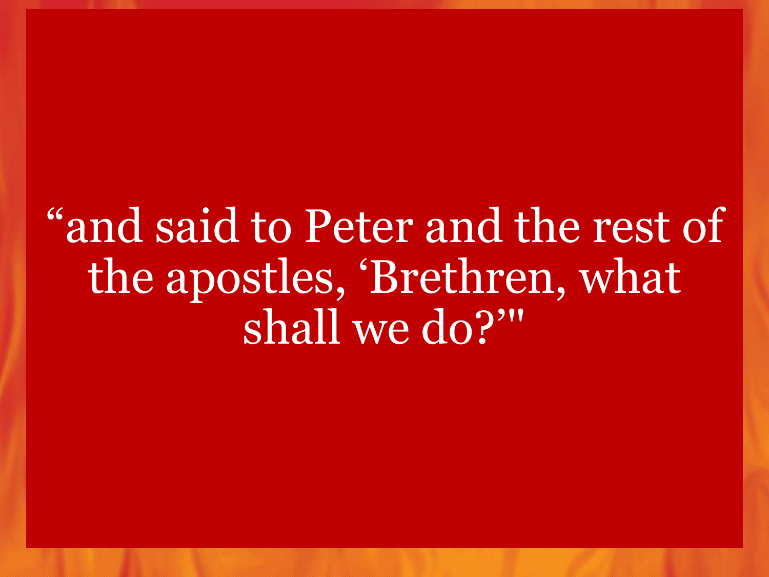“and said to Peter and the rest of the apostles, ‘Brethren, what shall we do?’"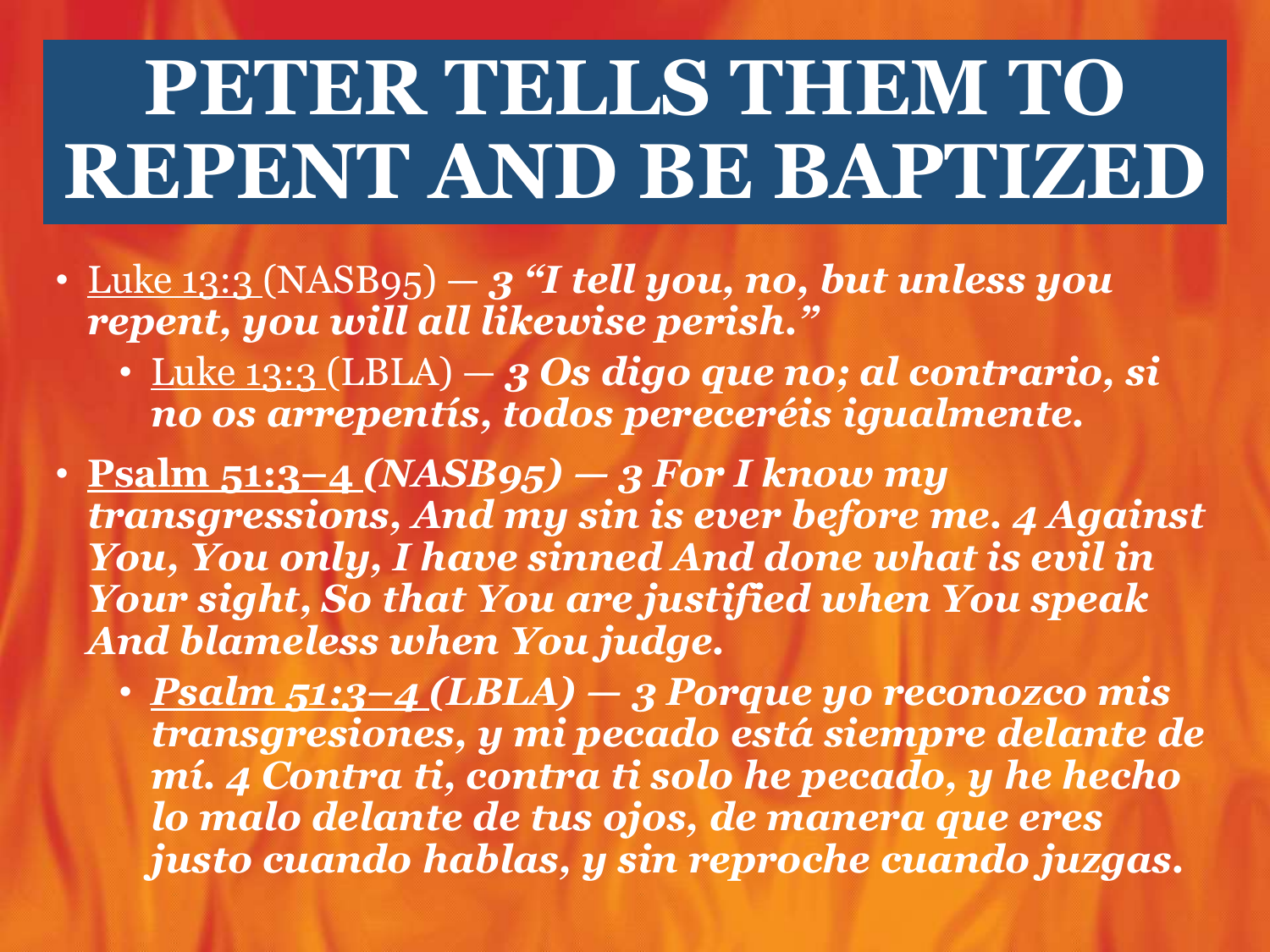# PETER TELLS THEM TO REPENT AND BE BAPTIZED

- Luke 13:3 (NASB95) — ***3 "I tell you, no, but unless you repent, you will all likewise perish."***
  - Luke 13:3 (LBLA) — ***3 Os digo que no; al contrario, si no os arrepentís, todos pereceréis igualmente.***
- **Psalm 51:3–4 *(NASB95) — 3 For I know my transgressions, And my sin is ever before me. 4 Against You, You only, I have sinned And done what is evil in Your sight, So that You are justified when You speak And blameless when You judge.***
  - ***Psalm 51:3–4 (LBLA) — 3 Porque yo reconozco mis transgresiones, y mi pecado está siempre delante de mí. 4 Contra ti, contra ti solo he pecado, y he hecho lo malo delante de tus ojos, de manera que eres justo cuando hablas, y sin reproche cuando juzgas.***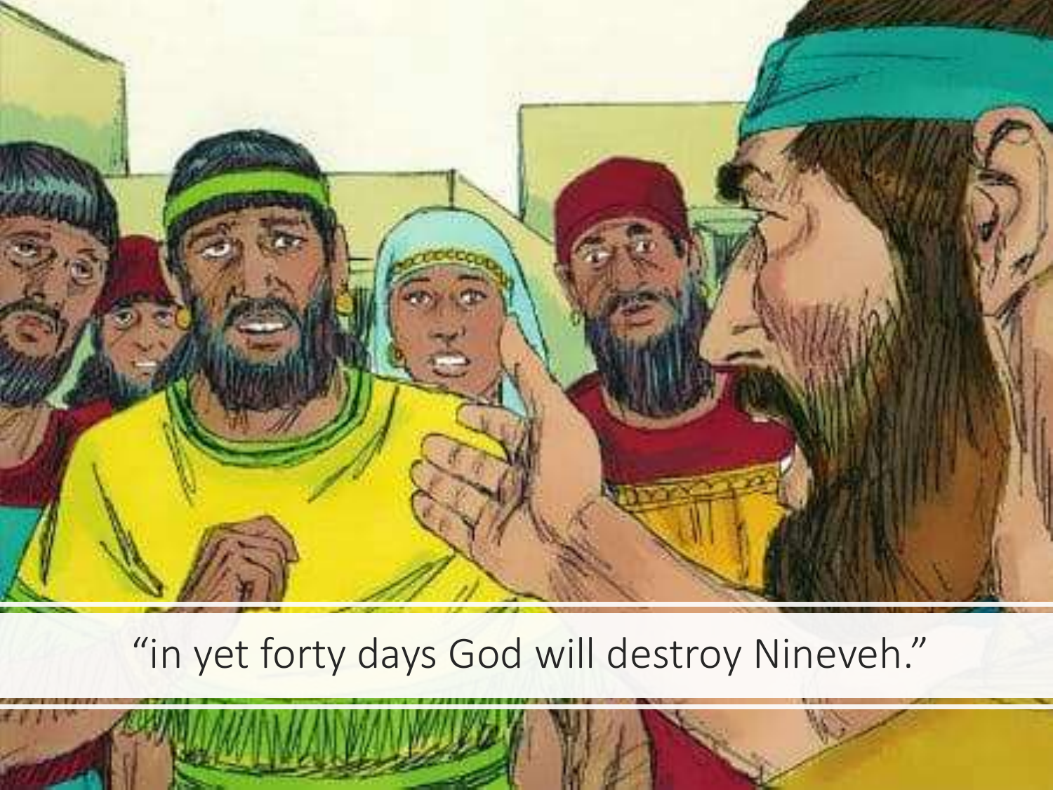“in yet forty days God will destroy Nineveh.”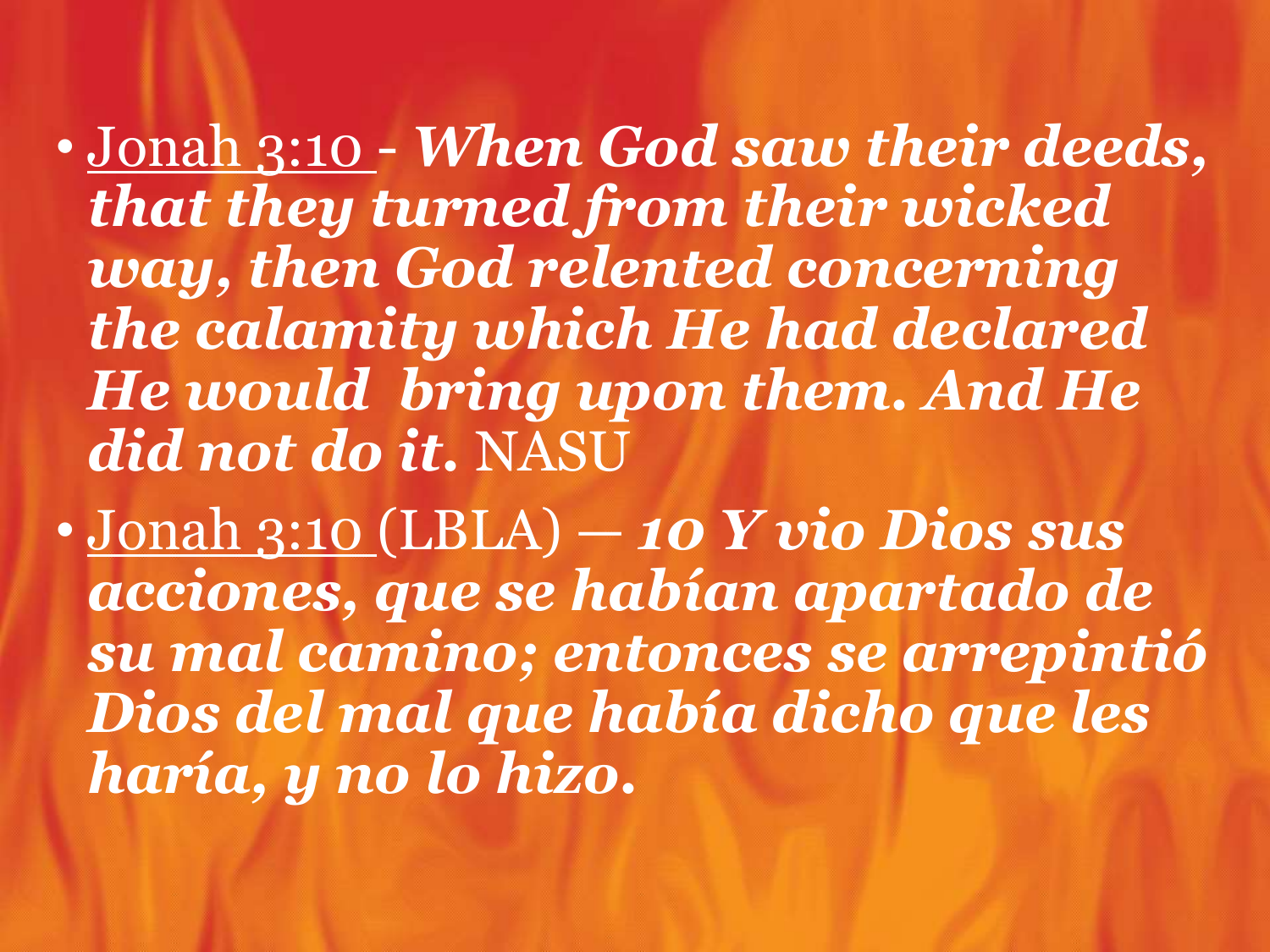- Jonah 3:10 - ***When God saw their deeds, that they turned from their wicked way, then God relented concerning the calamity which He had declared He would bring upon them. And He did not do it.*** NASU
- Jonah 3:10 (LBLA) — ***10 Y vio Dios sus acciones, que se habían apartado de su mal camino; entonces se arrepintió Dios del mal que había dicho que les haría, y no lo hizo.***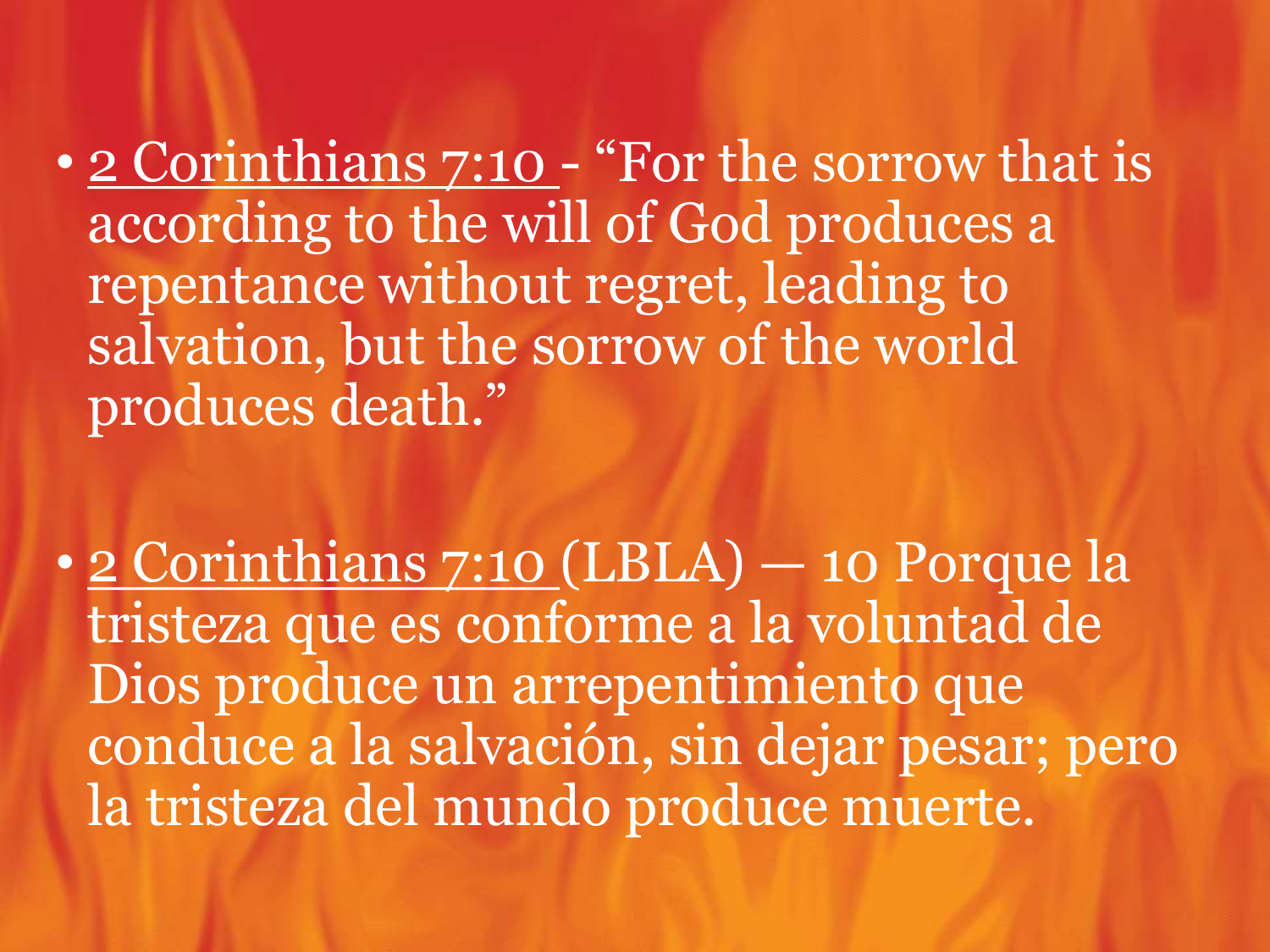- <u>2 Corinthians 7:10</u> - "For the sorrow that is according to the will of God produces a repentance without regret, leading to salvation, but the sorrow of the world produces death."

- <u>2 Corinthians 7:10</u> (LBLA) — 10 Porque la tristeza que es conforme a la voluntad de Dios produce un arrepentimiento que conduce a la salvación, sin dejar pesar; pero la tristeza del mundo produce muerte.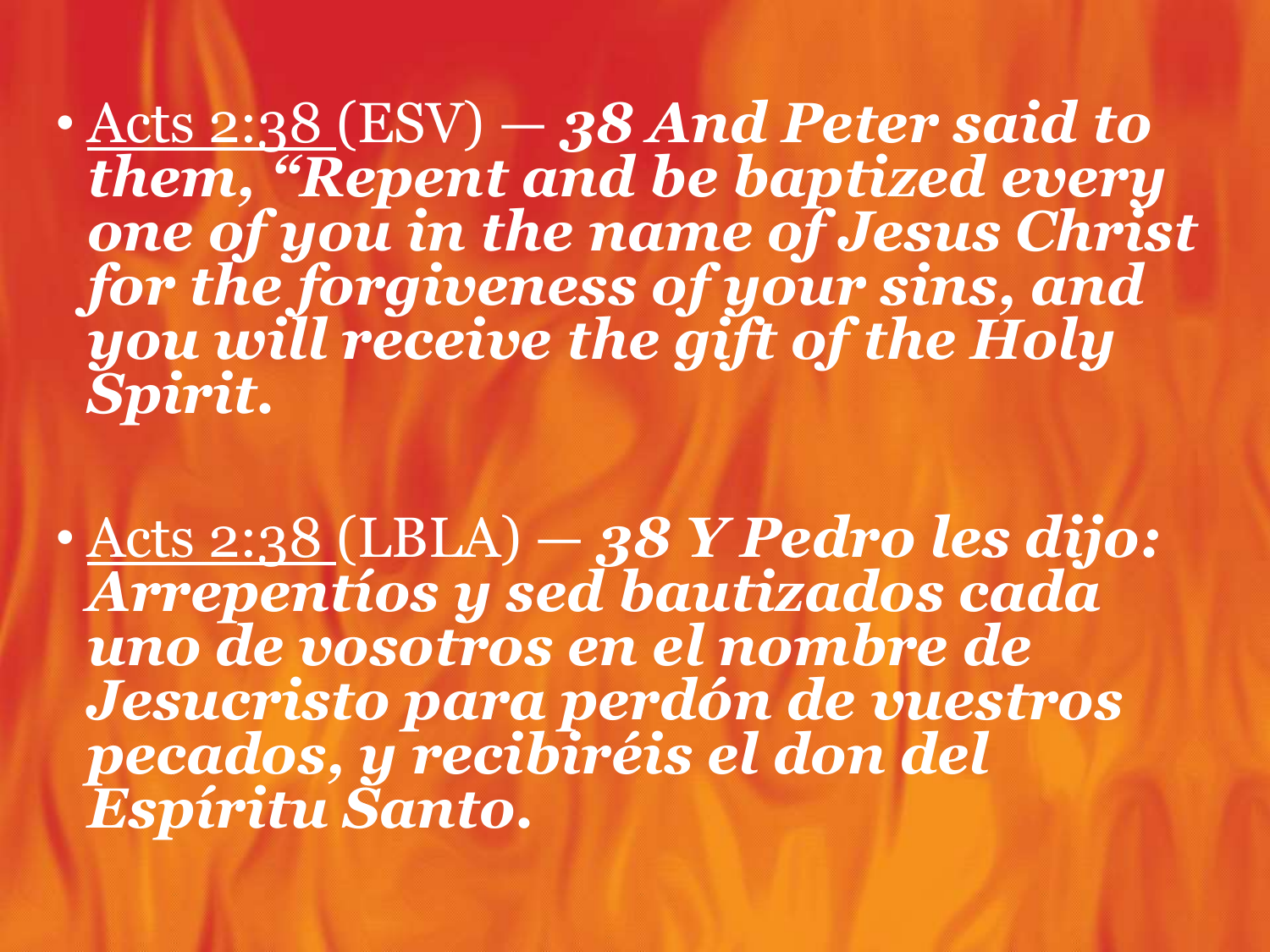- Acts 2:38 (ESV) — ***38 And Peter said to them, "Repent and be baptized every one of you in the name of Jesus Christ for the forgiveness of your sins, and you will receive the gift of the Holy Spirit.***

- Acts 2:38 (LBLA) — ***38 Y Pedro les dijo: Arrepentíos y sed bautizados cada uno de vosotros en el nombre de Jesucristo para perdón de vuestros pecados, y recibiréis el don del Espíritu Santo.***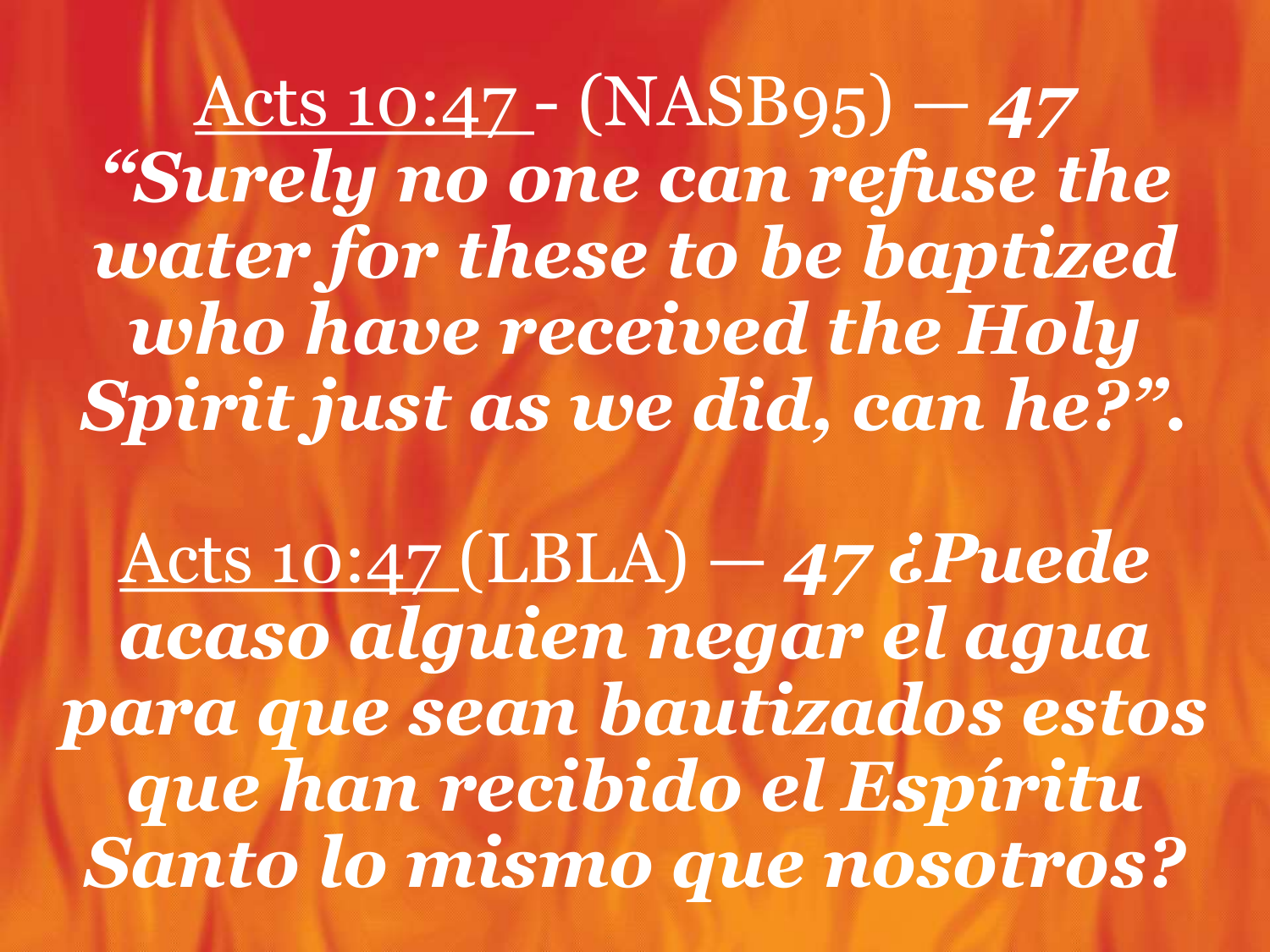<u>Acts 10:47</u> - (NASB95) — ***47 “Surely no one can refuse the water for these to be baptized who have received the Holy Spirit just as we did, can he?”.***

<u>Acts 10:47</u> (LBLA) — ***47 ¿Puede acaso alguien negar el agua para que sean bautizados estos que han recibido el Espíritu Santo lo mismo que nosotros?***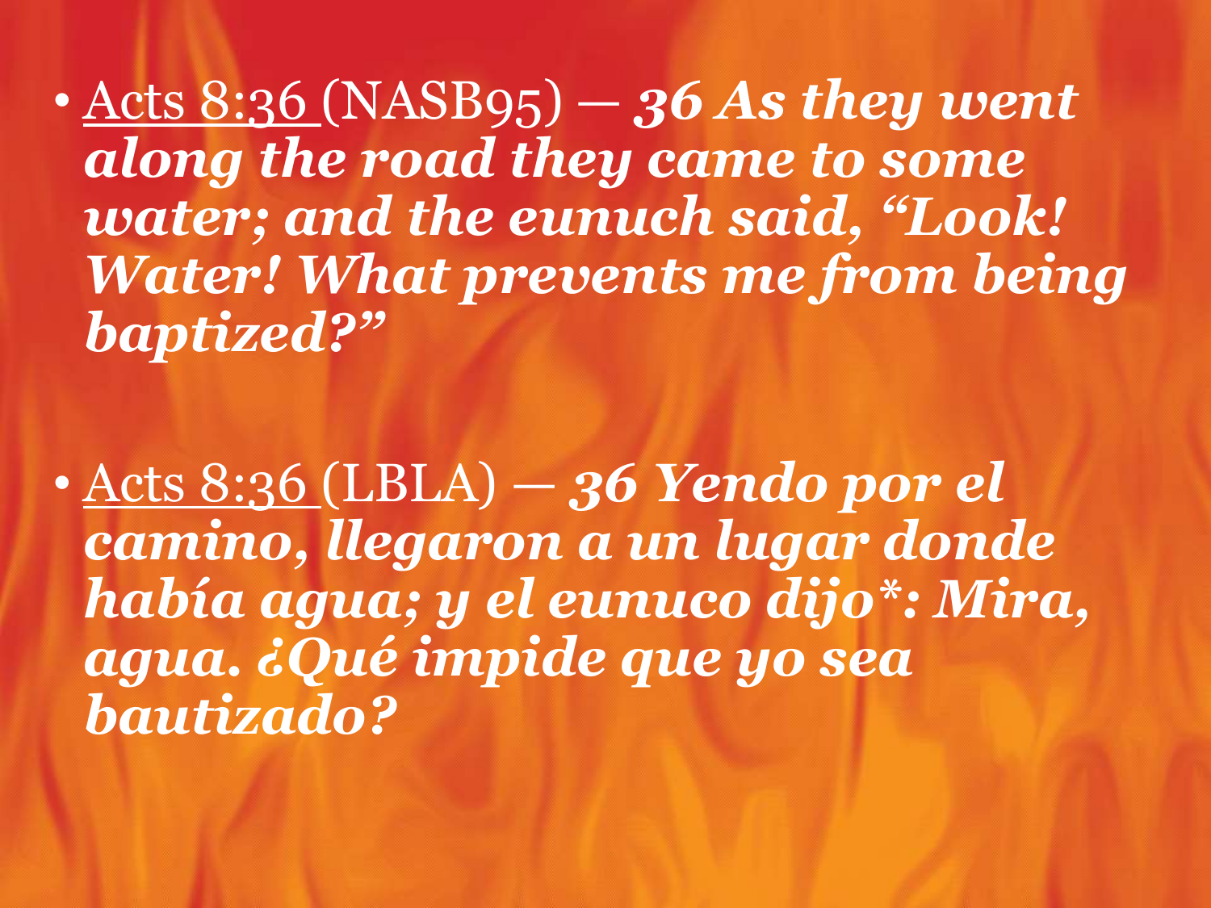- <u>Acts 8:36</u> (NASB95) — ***36 As they went along the road they came to some water; and the eunuch said, "Look! Water! What prevents me from being baptized?"***

- <u>Acts 8:36</u> (LBLA) — ***36 Yendo por el camino, llegaron a un lugar donde había agua; y el eunuco dijo*: Mira, agua. ¿Qué impide que yo sea bautizado?***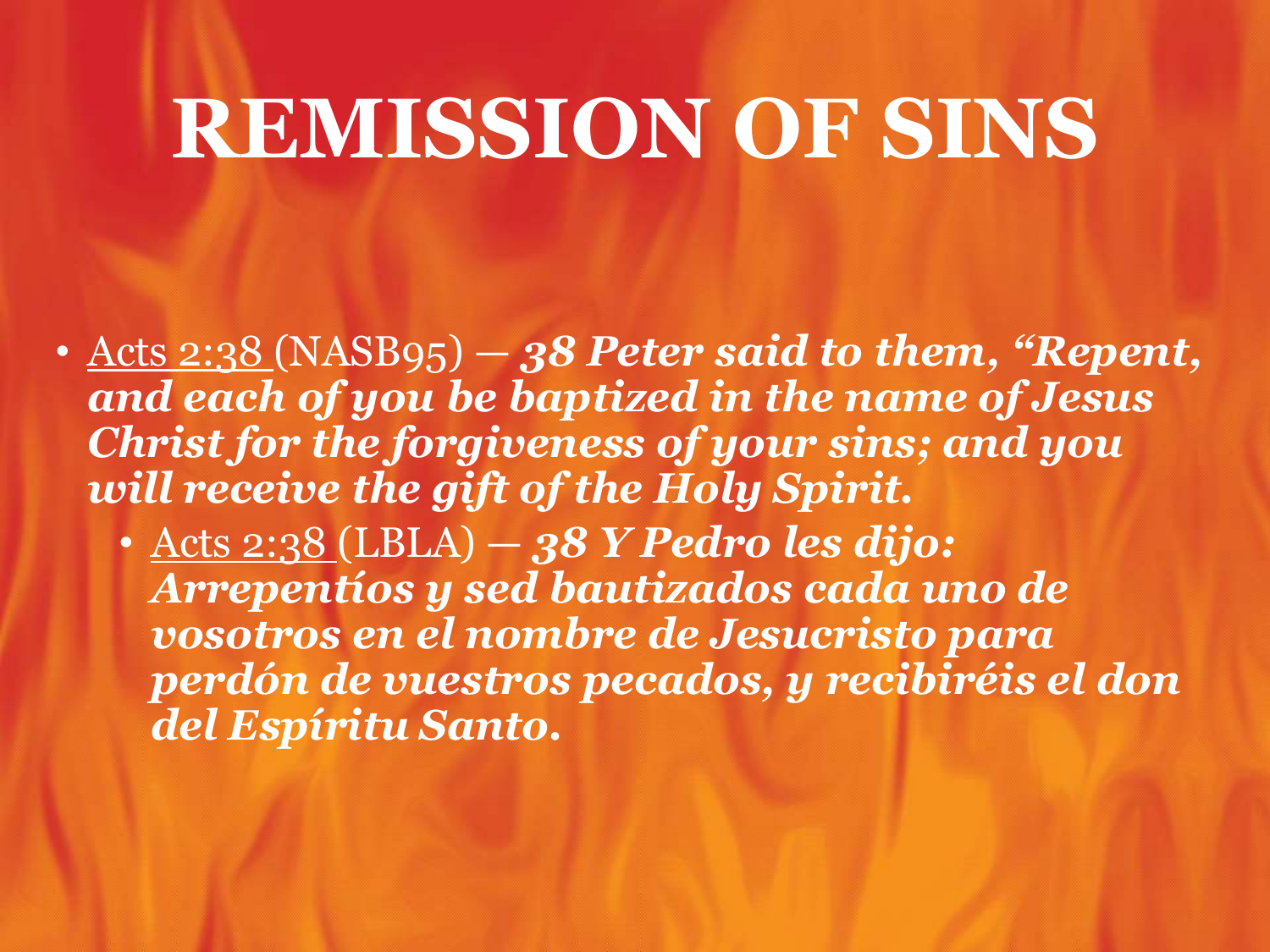# REMISSION OF SINS

- Acts 2:38 (NASB95) — ***38 Peter said to them, "Repent, and each of you be baptized in the name of Jesus Christ for the forgiveness of your sins; and you will receive the gift of the Holy Spirit.***
  - Acts 2:38 (LBLA) — ***38 Y Pedro les dijo: Arrepentíos y sed bautizados cada uno de vosotros en el nombre de Jesucristo para perdón de vuestros pecados, y recibiréis el don del Espíritu Santo.***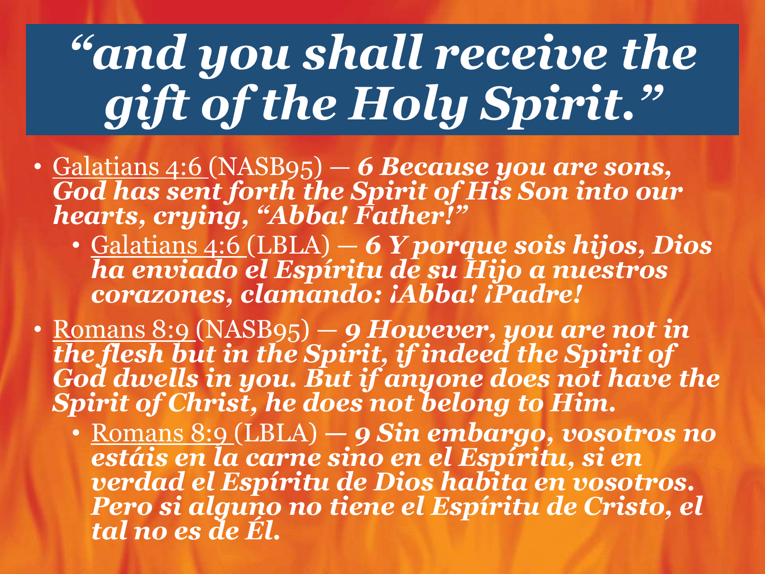# *"and you shall receive the gift of the Holy Spirit."*

- Galatians 4:6 (NASB95) — ***6 Because you are sons, God has sent forth the Spirit of His Son into our hearts, crying, "Abba! Father!"***
  - Galatians 4:6 (LBLA) — ***6 Y porque sois hijos, Dios ha enviado el Espíritu de su Hijo a nuestros corazones, clamando: ¡Abba! ¡Padre!***
- Romans 8:9 (NASB95) — ***9 However, you are not in the flesh but in the Spirit, if indeed the Spirit of God dwells in you. But if anyone does not have the Spirit of Christ, he does not belong to Him.***
  - Romans 8:9 (LBLA) — ***9 Sin embargo, vosotros no estáis en la carne sino en el Espíritu, si en verdad el Espíritu de Dios habita en vosotros. Pero si alguno no tiene el Espíritu de Cristo, el tal no es de Él.***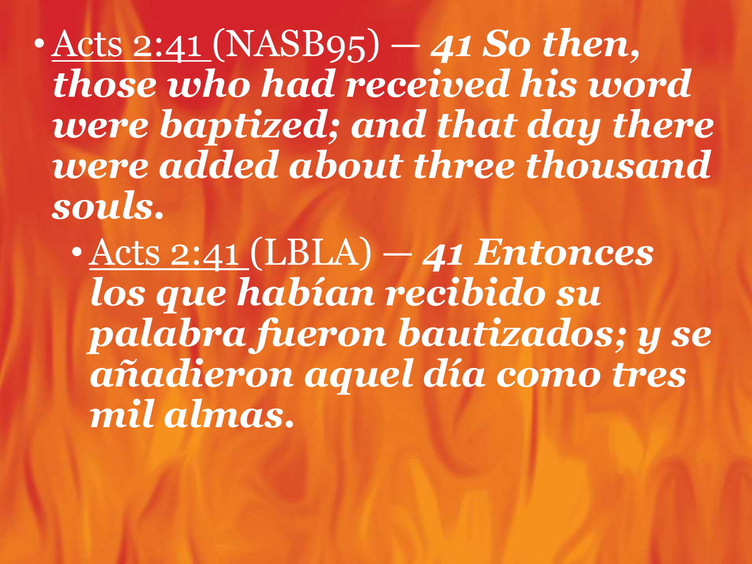- Acts 2:41 (NASB95) — ***41 So then, those who had received his word were baptized; and that day there were added about three thousand souls.***
  - Acts 2:41 (LBLA) — ***41 Entonces los que habían recibido su palabra fueron bautizados; y se añadieron aquel día como tres mil almas.***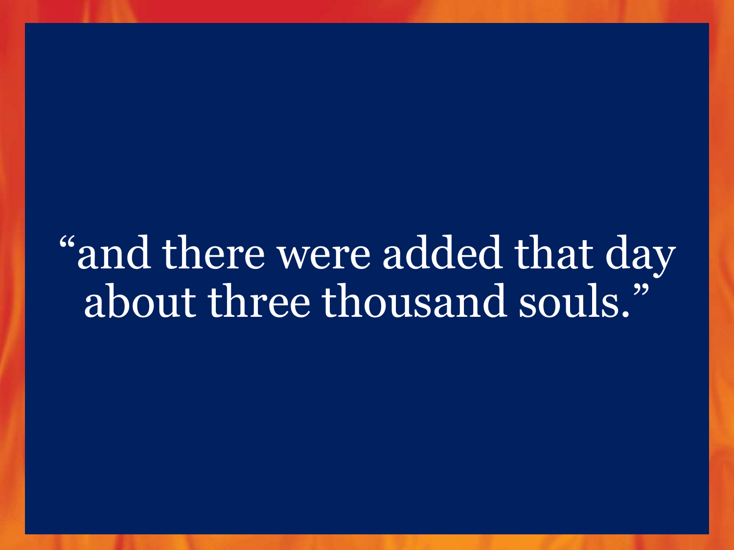“and there were added that day about three thousand souls.”